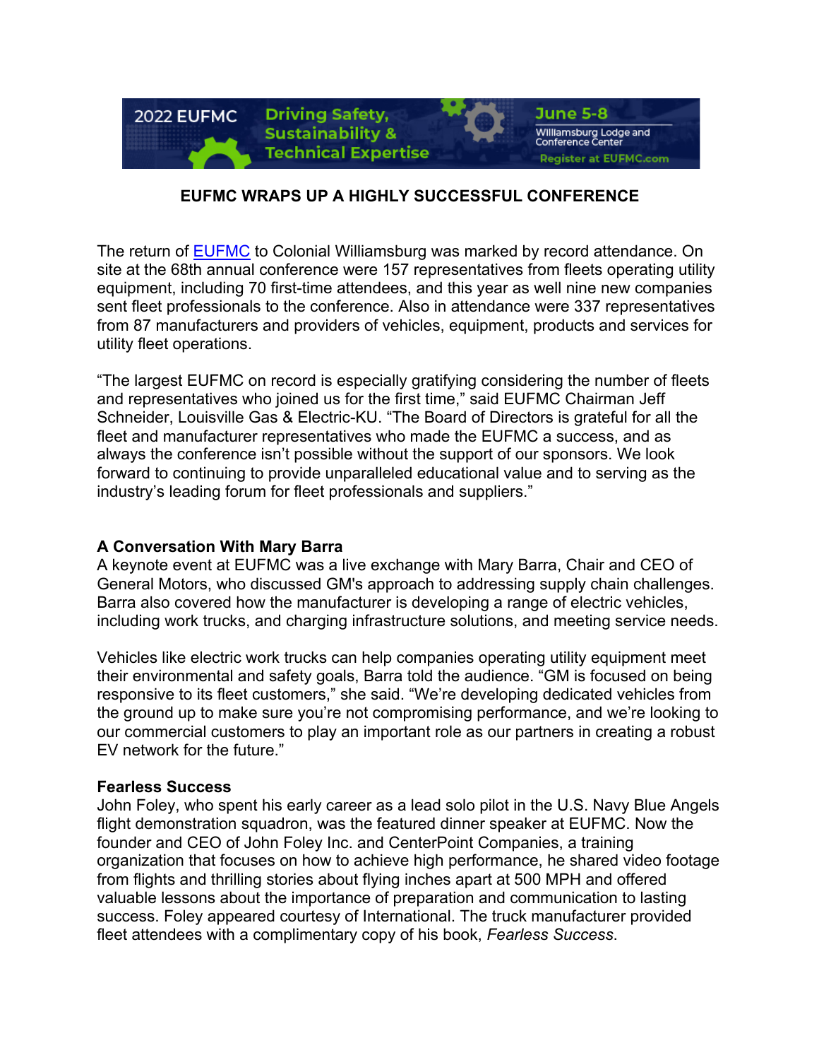2022 EUFMC — Driving Safety, Sustainability & Technical Expertise — June 5-8 — Williamsburg Lodge and Conference Center — Register at EUFMC.com

## EUFMC WRAPS UP A HIGHLY SUCCESSFUL CONFERENCE

The return of EUFMC to Colonial Williamsburg was marked by record attendance. On site at the 68th annual conference were 157 representatives from fleets operating utility equipment, including 70 first-time attendees, and this year as well nine new companies sent fleet professionals to the conference. Also in attendance were 337 representatives from 87 manufacturers and providers of vehicles, equipment, products and services for utility fleet operations.

"The largest EUFMC on record is especially gratifying considering the number of fleets and representatives who joined us for the first time," said EUFMC Chairman Jeff Schneider, Louisville Gas & Electric-KU. "The Board of Directors is grateful for all the fleet and manufacturer representatives who made the EUFMC a success, and as always the conference isn't possible without the support of our sponsors. We look forward to continuing to provide unparalleled educational value and to serving as the industry's leading forum for fleet professionals and suppliers."

**A Conversation With Mary Barra**

A keynote event at EUFMC was a live exchange with Mary Barra, Chair and CEO of General Motors, who discussed GM's approach to addressing supply chain challenges. Barra also covered how the manufacturer is developing a range of electric vehicles, including work trucks, and charging infrastructure solutions, and meeting service needs.

Vehicles like electric work trucks can help companies operating utility equipment meet their environmental and safety goals, Barra told the audience. "GM is focused on being responsive to its fleet customers," she said. "We're developing dedicated vehicles from the ground up to make sure you're not compromising performance, and we're looking to our commercial customers to play an important role as our partners in creating a robust EV network for the future."

**Fearless Success**

John Foley, who spent his early career as a lead solo pilot in the U.S. Navy Blue Angels flight demonstration squadron, was the featured dinner speaker at EUFMC. Now the founder and CEO of John Foley Inc. and CenterPoint Companies, a training organization that focuses on how to achieve high performance, he shared video footage from flights and thrilling stories about flying inches apart at 500 MPH and offered valuable lessons about the importance of preparation and communication to lasting success. Foley appeared courtesy of International. The truck manufacturer provided fleet attendees with a complimentary copy of his book, *Fearless Success*.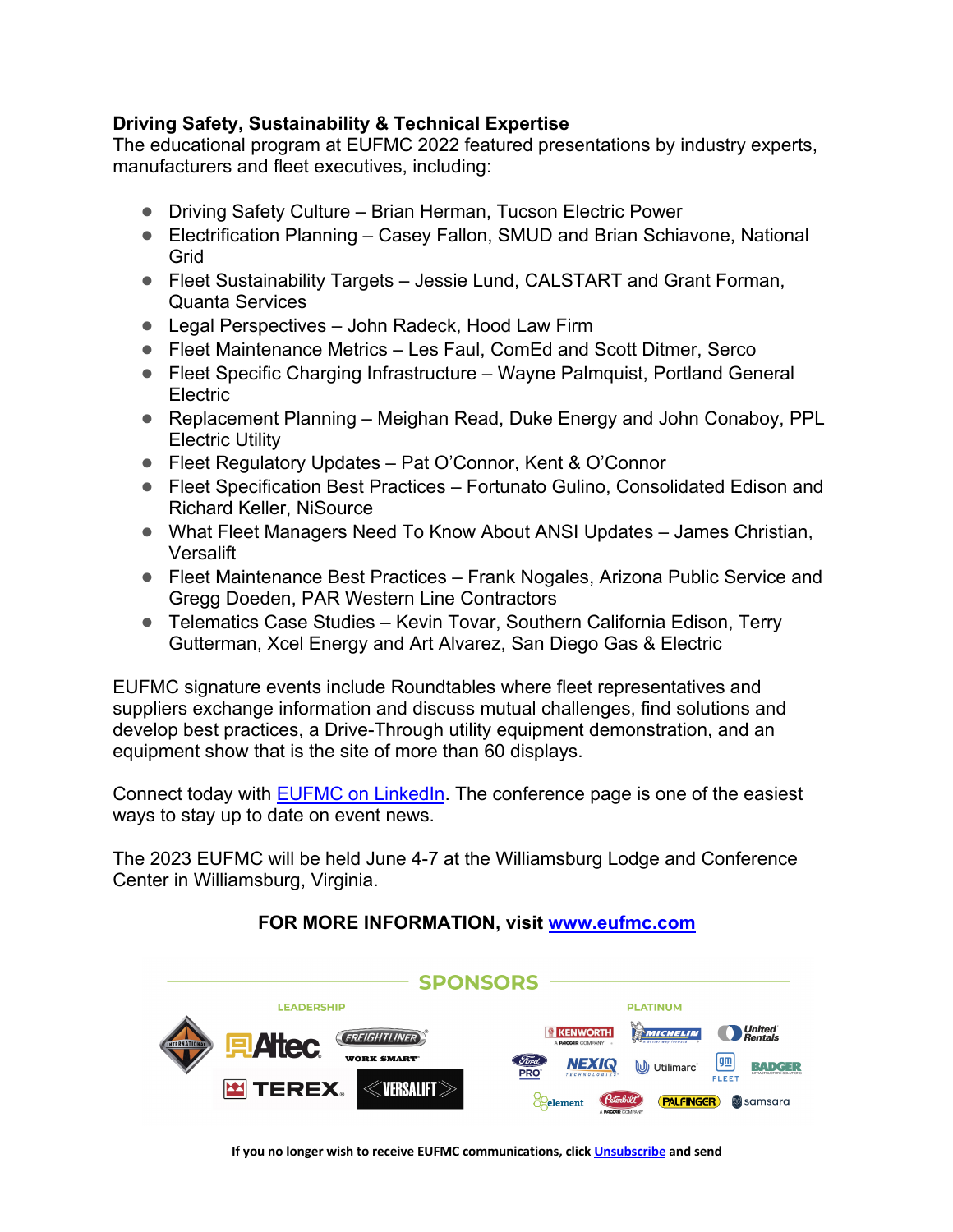**Driving Safety, Sustainability & Technical Expertise**
The educational program at EUFMC 2022 featured presentations by industry experts, manufacturers and fleet executives, including:

- Driving Safety Culture – Brian Herman, Tucson Electric Power
- Electrification Planning – Casey Fallon, SMUD and Brian Schiavone, National Grid
- Fleet Sustainability Targets – Jessie Lund, CALSTART and Grant Forman, Quanta Services
- Legal Perspectives – John Radeck, Hood Law Firm
- Fleet Maintenance Metrics – Les Faul, ComEd and Scott Ditmer, Serco
- Fleet Specific Charging Infrastructure – Wayne Palmquist, Portland General Electric
- Replacement Planning – Meighan Read, Duke Energy and John Conaboy, PPL Electric Utility
- Fleet Regulatory Updates – Pat O'Connor, Kent & O'Connor
- Fleet Specification Best Practices – Fortunato Gulino, Consolidated Edison and Richard Keller, NiSource
- What Fleet Managers Need To Know About ANSI Updates – James Christian, Versalift
- Fleet Maintenance Best Practices – Frank Nogales, Arizona Public Service and Gregg Doeden, PAR Western Line Contractors
- Telematics Case Studies – Kevin Tovar, Southern California Edison, Terry Gutterman, Xcel Energy and Art Alvarez, San Diego Gas & Electric

EUFMC signature events include Roundtables where fleet representatives and suppliers exchange information and discuss mutual challenges, find solutions and develop best practices, a Drive-Through utility equipment demonstration, and an equipment show that is the site of more than 60 displays.

Connect today with EUFMC on LinkedIn. The conference page is one of the easiest ways to stay up to date on event news.

The 2023 EUFMC will be held June 4-7 at the Williamsburg Lodge and Conference Center in Williamsburg, Virginia.

**FOR MORE INFORMATION, visit www.eufmc.com**

SPONSORS

LEADERSHIP

International, Altec, Freightliner Work Smart, Terex, Versalift

PLATINUM

Kenworth, Michelin, United Rentals, Ford Pro, NEXIQ Technologies, Utilimarc, GM Fleet, Badger, element, Peterbilt, Palfinger, samsara

**If you no longer wish to receive EUFMC communications, click Unsubscribe and send**